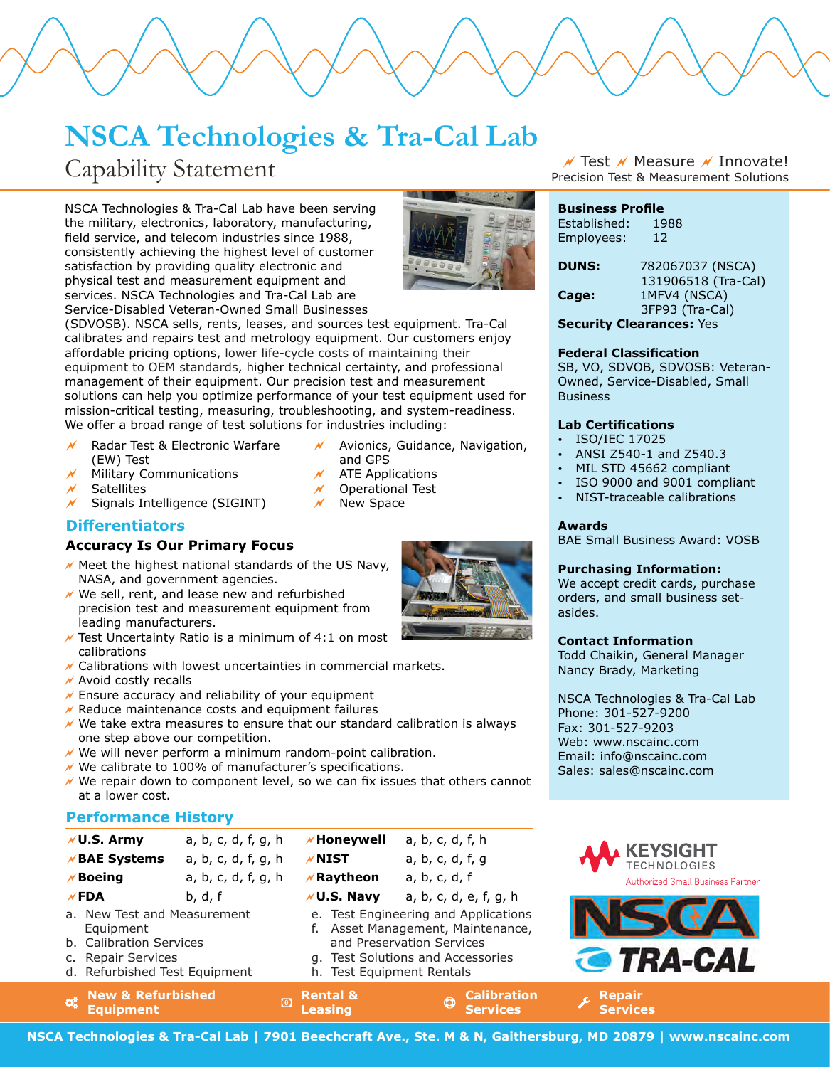# NSCA Technologies & Tra-Cal Lab

## Capability Statement

Test Measure Innovate!
Precision Test & Measurement Solutions

NSCA Technologies & Tra-Cal Lab have been serving the military, electronics, laboratory, manufacturing, field service, and telecom industries since 1988, consistently achieving the highest level of customer satisfaction by providing quality electronic and physical test and measurement equipment and services. NSCA Technologies and Tra-Cal Lab are Service-Disabled Veteran-Owned Small Businesses (SDVOSB). NSCA sells, rents, leases, and sources test equipment. Tra-Cal calibrates and repairs test and metrology equipment. Our customers enjoy affordable pricing options, lower life-cycle costs of maintaining their equipment to OEM standards, higher technical certainty, and professional management of their equipment. Our precision test and measurement solutions can help you optimize performance of your test equipment used for mission-critical testing, measuring, troubleshooting, and system-readiness. We offer a broad range of test solutions for industries including:

- Radar Test & Electronic Warfare (EW) Test
- Military Communications
- Satellites
- Signals Intelligence (SIGINT)
- Avionics, Guidance, Navigation, and GPS
- ATE Applications
- Operational Test
- New Space

## Differentiators

### Accuracy Is Our Primary Focus

- Meet the highest national standards of the US Navy, NASA, and government agencies.
- We sell, rent, and lease new and refurbished precision test and measurement equipment from leading manufacturers.
- Test Uncertainty Ratio is a minimum of 4:1 on most calibrations
- Calibrations with lowest uncertainties in commercial markets.
- Avoid costly recalls
- Ensure accuracy and reliability of your equipment
- Reduce maintenance costs and equipment failures
- We take extra measures to ensure that our standard calibration is always one step above our competition.
- We will never perform a minimum random-point calibration.
- We calibrate to 100% of manufacturer's specifications.
- We repair down to component level, so we can fix issues that others cannot at a lower cost.

## Performance History

| Customer | Services | Customer | Services |
|---|---|---|---|
| **U.S. Army** | a, b, c, d, f, g, h | **Honeywell** | a, b, c, d, f, h |
| **BAE Systems** | a, b, c, d, f, g, h | **NIST** | a, b, c, d, f, g |
| **Boeing** | a, b, c, d, f, g, h | **Raytheon** | a, b, c, d, f |
| **FDA** | b, d, f | **U.S. Navy** | a, b, c, d, e, f, g, h |

a. New Test and Measurement Equipment
b. Calibration Services
c. Repair Services
d. Refurbished Test Equipment
e. Test Engineering and Applications
f. Asset Management, Maintenance, and Preservation Services
g. Test Solutions and Accessories
h. Test Equipment Rentals

### Business Profile

Established: 1988
Employees: 12

**DUNS:** 782067037 (NSCA)
131906518 (Tra-Cal)
**Cage:** 1MFV4 (NSCA)
3FP93 (Tra-Cal)
**Security Clearances:** Yes

### Federal Classification

SB, VO, SDVOB, SDVOSB: Veteran-Owned, Service-Disabled, Small Business

### Lab Certifications

- ISO/IEC 17025
- ANSI Z540-1 and Z540.3
- MIL STD 45662 compliant
- ISO 9000 and 9001 compliant
- NIST-traceable calibrations

### Awards

BAE Small Business Award: VOSB

### Purchasing Information:

We accept credit cards, purchase orders, and small business set-asides.

### Contact Information

Todd Chaikin, General Manager
Nancy Brady, Marketing

NSCA Technologies & Tra-Cal Lab
Phone: 301-527-9200
Fax: 301-527-9203
Web: www.nscainc.com
Email: info@nscainc.com
Sales: sales@nscainc.com

KEYSIGHT TECHNOLOGIES Authorized Small Business Partner

NSCA TRA-CAL

**New & Refurbished Equipment** | **Rental & Leasing** | **Calibration Services** | **Repair Services**

**NSCA Technologies & Tra-Cal Lab | 7901 Beechcraft Ave., Ste. M & N, Gaithersburg, MD 20879 | www.nscainc.com**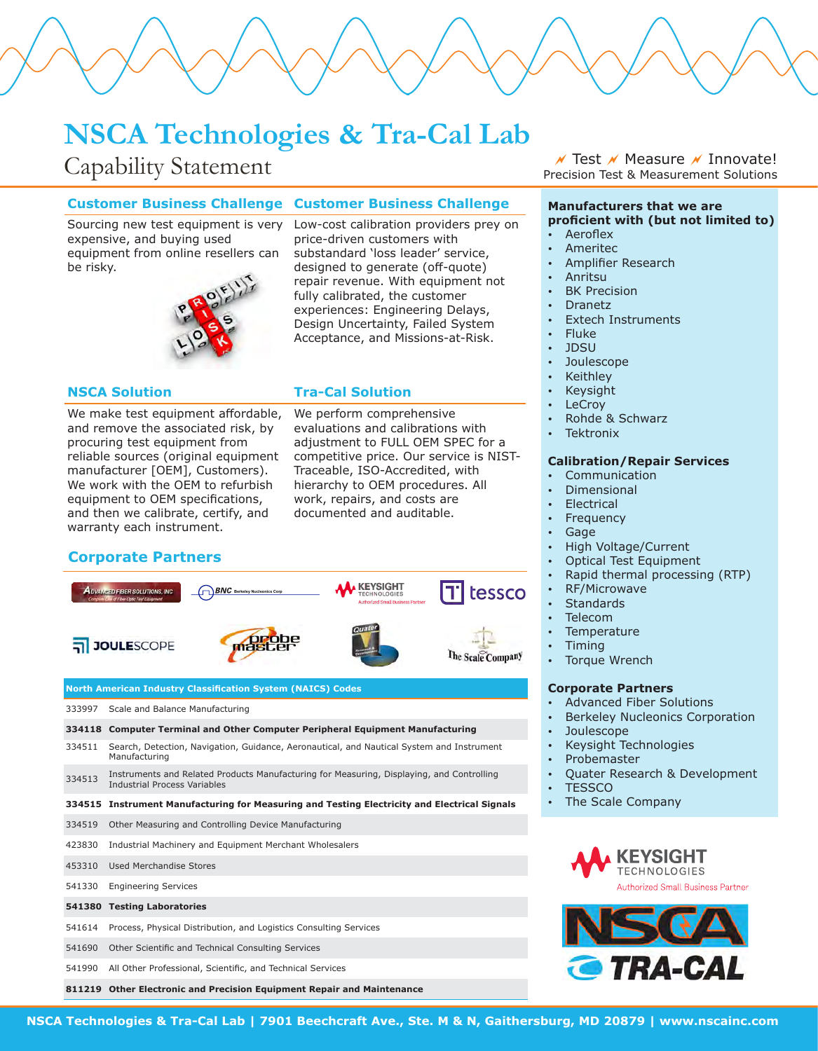# NSCA Technologies & Tra-Cal Lab

Capability Statement

Test · Measure · Innovate!
Precision Test & Measurement Solutions

## Customer Business Challenge

Sourcing new test equipment is very expensive, and buying used equipment from online resellers can be risky.

## Customer Business Challenge

Low-cost calibration providers prey on price-driven customers with substandard 'loss leader' service, designed to generate (off-quote) repair revenue. With equipment not fully calibrated, the customer experiences: Engineering Delays, Design Uncertainty, Failed System Acceptance, and Missions-at-Risk.

## NSCA Solution

We make test equipment affordable, and remove the associated risk, by procuring test equipment from reliable sources (original equipment manufacturer [OEM], Customers). We work with the OEM to refurbish equipment to OEM specifications, and then we calibrate, certify, and warranty each instrument.

## Tra-Cal Solution

We perform comprehensive evaluations and calibrations with adjustment to FULL OEM SPEC for a competitive price. Our service is NIST-Traceable, ISO-Accredited, with hierarchy to OEM procedures. All work, repairs, and costs are documented and auditable.

## Corporate Partners

## North American Industry Classification System (NAICS) Codes

| | |
|---|---|
| 333997 | Scale and Balance Manufacturing |
| **334118** | **Computer Terminal and Other Computer Peripheral Equipment Manufacturing** |
| 334511 | Search, Detection, Navigation, Guidance, Aeronautical, and Nautical System and Instrument Manufacturing |
| 334513 | Instruments and Related Products Manufacturing for Measuring, Displaying, and Controlling Industrial Process Variables |
| **334515** | **Instrument Manufacturing for Measuring and Testing Electricity and Electrical Signals** |
| 334519 | Other Measuring and Controlling Device Manufacturing |
| 423830 | Industrial Machinery and Equipment Merchant Wholesalers |
| 453310 | Used Merchandise Stores |
| 541330 | Engineering Services |
| **541380** | **Testing Laboratories** |
| 541614 | Process, Physical Distribution, and Logistics Consulting Services |
| 541690 | Other Scientific and Technical Consulting Services |
| 541990 | All Other Professional, Scientific, and Technical Services |
| **811219** | **Other Electronic and Precision Equipment Repair and Maintenance** |

### Manufacturers that we are proficient with (but not limited to)

- Aeroflex
- Ameritec
- Amplifier Research
- Anritsu
- BK Precision
- Dranetz
- Extech Instruments
- Fluke
- JDSU
- Joulescope
- Keithley
- Keysight
- LeCroy
- Rohde & Schwarz
- Tektronix

### Calibration/Repair Services

- Communication
- Dimensional
- Electrical
- Frequency
- Gage
- High Voltage/Current
- Optical Test Equipment
- Rapid thermal processing (RTP)
- RF/Microwave
- Standards
- Telecom
- Temperature
- Timing
- Torque Wrench

### Corporate Partners

- Advanced Fiber Solutions
- Berkeley Nucleonics Corporation
- Joulescope
- Keysight Technologies
- Probemaster
- Quater Research & Development
- TESSCO
- The Scale Company

Keysight Technologies Authorized Small Business Partner

NSCA TRA-CAL

NSCA Technologies & Tra-Cal Lab | 7901 Beechcraft Ave., Ste. M & N, Gaithersburg, MD 20879 | www.nscainc.com